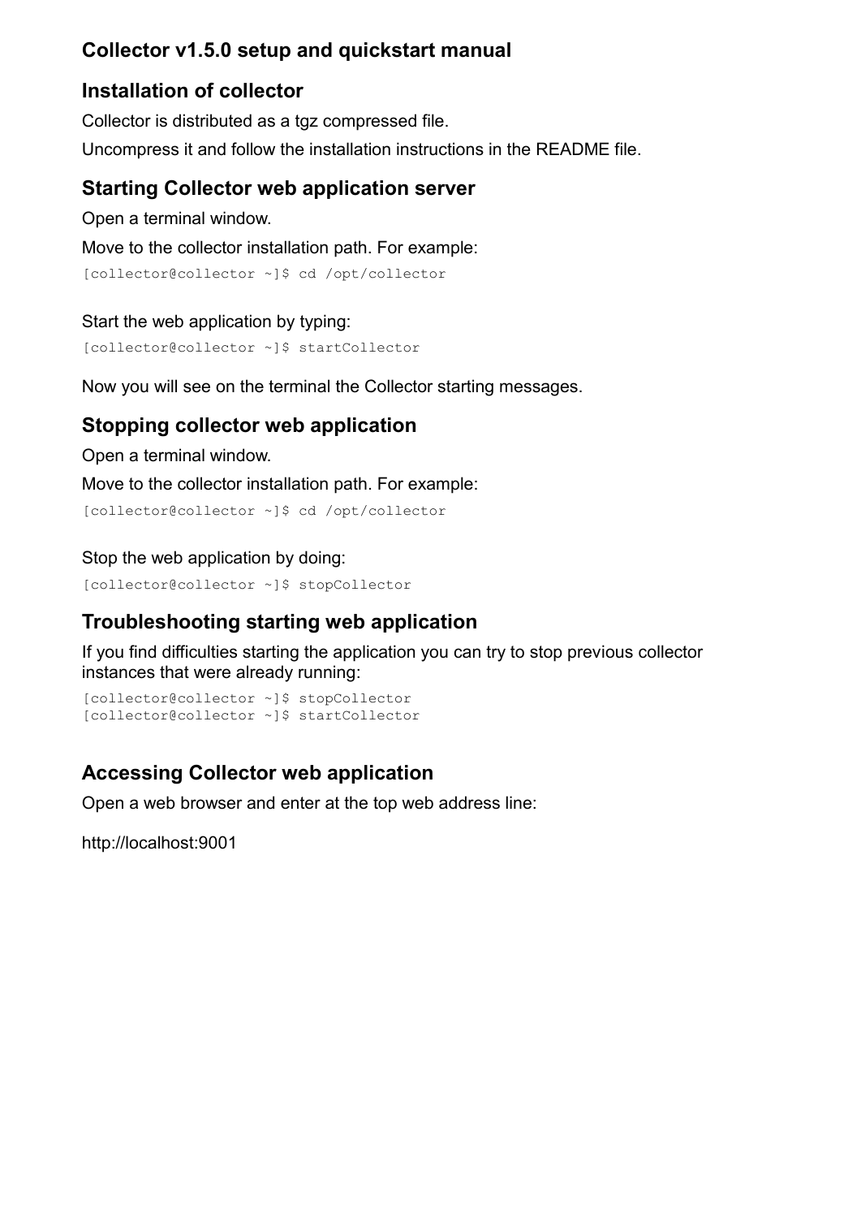# Collector v1.5.0 setup and quickstart manual

## Installation of collector

Collector is distributed as a tgz compressed file.

Uncompress it and follow the installation instructions in the README file.

## Starting Collector web application server

Open a terminal window.

Move to the collector installation path. For example:

```
[collector@collector ~]$ cd /opt/collector
```

Start the web application by typing:

```
[collector@collector ~]$ startCollector
```

Now you will see on the terminal the Collector starting messages.

## Stopping collector web application

Open a terminal window.

Move to the collector installation path. For example:

```
[collector@collector ~]$ cd /opt/collector
```

Stop the web application by doing:

```
[collector@collector ~]$ stopCollector
```

## Troubleshooting starting web application

If you find difficulties starting the application you can try to stop previous collector instances that were already running:

```
[collector@collector ~]$ stopCollector
[collector@collector ~]$ startCollector
```

## Accessing Collector web application

Open a web browser and enter at the top web address line:

http://localhost:9001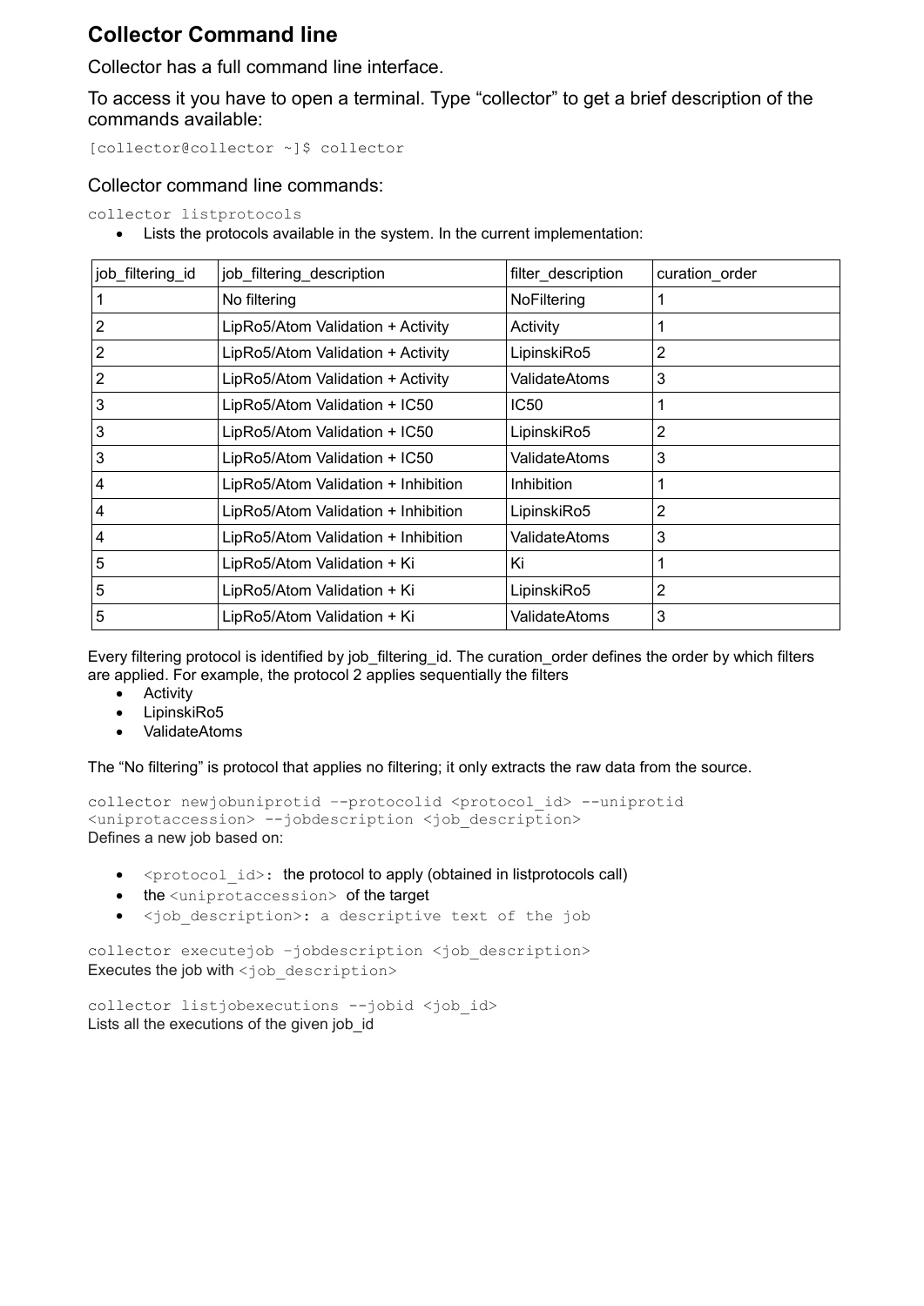## Collector Command line

Collector has a full command line interface.

To access it you have to open a terminal. Type “collector” to get a brief description of the commands available:

```
[collector@collector ~]$ collector
```

### Collector command line commands:

```
collector listprotocols
```

- Lists the protocols available in the system. In the current implementation:

| job_filtering_id | job_filtering_description | filter_description | curation_order |
|---|---|---|---|
| 1 | No filtering | NoFiltering | 1 |
| 2 | LipRo5/Atom Validation + Activity | Activity | 1 |
| 2 | LipRo5/Atom Validation + Activity | LipinskiRo5 | 2 |
| 2 | LipRo5/Atom Validation + Activity | ValidateAtoms | 3 |
| 3 | LipRo5/Atom Validation + IC50 | IC50 | 1 |
| 3 | LipRo5/Atom Validation + IC50 | LipinskiRo5 | 2 |
| 3 | LipRo5/Atom Validation + IC50 | ValidateAtoms | 3 |
| 4 | LipRo5/Atom Validation + Inhibition | Inhibition | 1 |
| 4 | LipRo5/Atom Validation + Inhibition | LipinskiRo5 | 2 |
| 4 | LipRo5/Atom Validation + Inhibition | ValidateAtoms | 3 |
| 5 | LipRo5/Atom Validation + Ki | Ki | 1 |
| 5 | LipRo5/Atom Validation + Ki | LipinskiRo5 | 2 |
| 5 | LipRo5/Atom Validation + Ki | ValidateAtoms | 3 |

Every filtering protocol is identified by job_filtering_id. The curation_order defines the order by which filters are applied. For example, the protocol 2 applies sequentially the filters

- Activity
- LipinskiRo5
- ValidateAtoms

The “No filtering” is protocol that applies no filtering; it only extracts the raw data from the source.

```
collector newjobuniprotid –-protocolid <protocol_id> --uniprotid <uniprotaccession> --jobdescription <job_description>
```

Defines a new job based on:

- `<protocol_id>`: the protocol to apply (obtained in listprotocols call)
- the `<uniprotaccession>` of the target
- `<job_description>: a descriptive text of the job`

```
collector executejob –jobdescription <job_description>
```

Executes the job with `<job_description>`

```
collector listjobexecutions --jobid <job_id>
```

Lists all the executions of the given job_id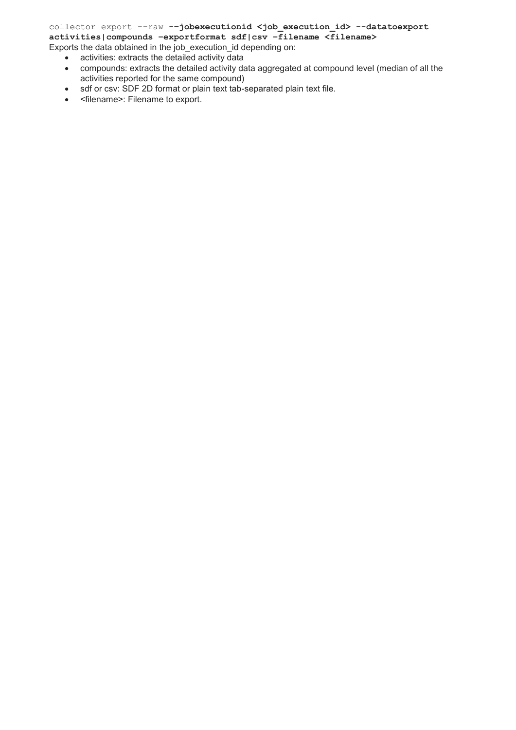`collector export --raw` **`--jobexecutionid <job_execution_id> --datatoexport activities|compounds –exportformat sdf|csv –filename <filename>`**

Exports the data obtained in the job_execution_id depending on:

- activities: extracts the detailed activity data
- compounds: extracts the detailed activity data aggregated at compound level (median of all the activities reported for the same compound)
- sdf or csv: SDF 2D format or plain text tab-separated plain text file.
- <filename>: Filename to export.